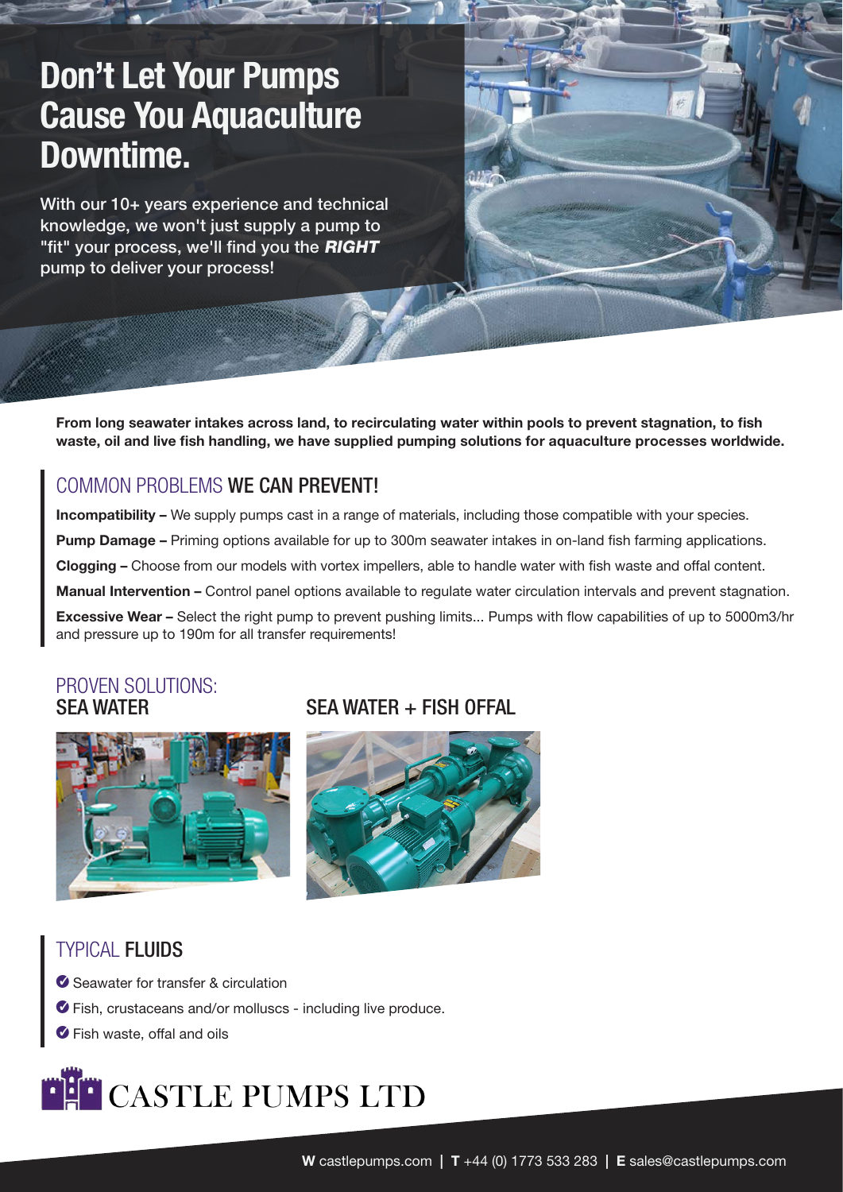# Don't Let Your Pumps Cause You Aquaculture Downtime.

With our 10+ years experience and technical knowledge, we won't just supply a pump to "fit" your process, we'll find you the ***RIGHT*** pump to deliver your process!

**From long seawater intakes across land, to recirculating water within pools to prevent stagnation, to fish waste, oil and live fish handling, we have supplied pumping solutions for aquaculture processes worldwide.**

## COMMON PROBLEMS WE CAN PREVENT!

**Incompatibility –** We supply pumps cast in a range of materials, including those compatible with your species.

**Pump Damage –** Priming options available for up to 300m seawater intakes in on-land fish farming applications.

**Clogging –** Choose from our models with vortex impellers, able to handle water with fish waste and offal content.

**Manual Intervention –** Control panel options available to regulate water circulation intervals and prevent stagnation.

**Excessive Wear –** Select the right pump to prevent pushing limits... Pumps with flow capabilities of up to 5000m3/hr and pressure up to 190m for all transfer requirements!

## PROVEN SOLUTIONS:

### SEA WATER

### SEA WATER + FISH OFFAL

## TYPICAL FLUIDS

- Seawater for transfer & circulation
- Fish, crustaceans and/or molluscs - including live produce.
- Fish waste, offal and oils

CASTLE PUMPS LTD

**W** castlepumps.com | **T** +44 (0) 1773 533 283 | **E** sales@castlepumps.com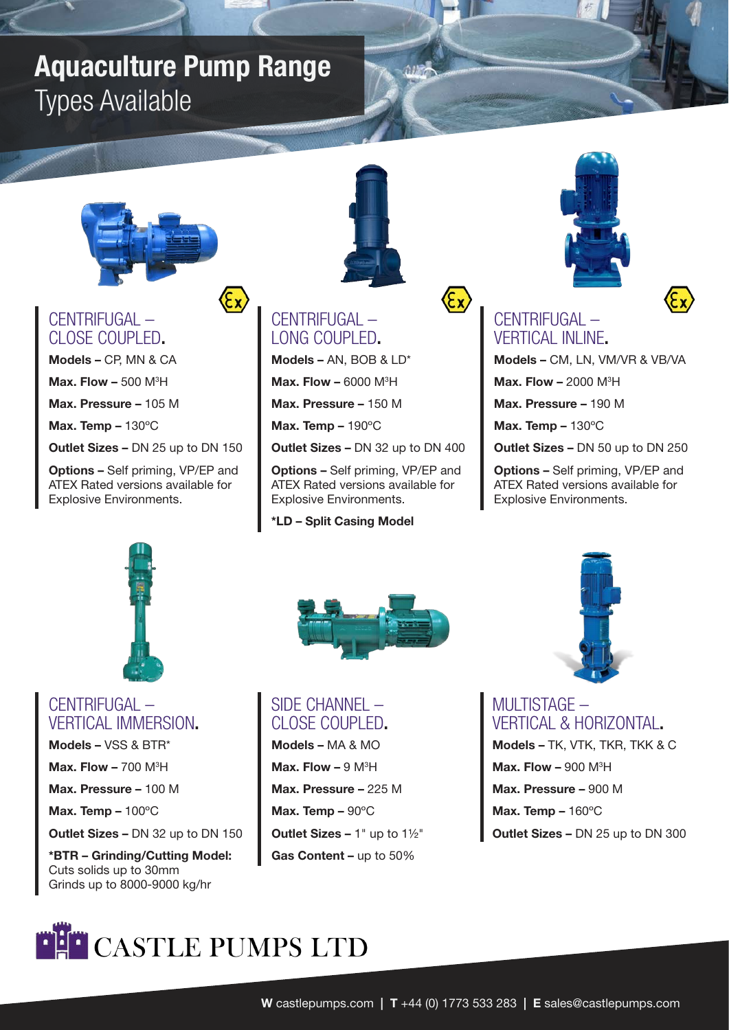# Aquaculture Pump Range

Types Available

## CENTRIFUGAL – CLOSE COUPLED.

**Models –** CP, MN & CA

**Max. Flow –** 500 $M^3H$

**Max. Pressure –** 105 M

**Max. Temp –** 130°C

**Outlet Sizes –** DN 25 up to DN 150

**Options –** Self priming, VP/EP and ATEX Rated versions available for Explosive Environments.

## CENTRIFUGAL – LONG COUPLED.

**Models –** AN, BOB & LD*

**Max. Flow –** 6000 $M^3H$

**Max. Pressure –** 150 M

**Max. Temp –** 190°C

**Outlet Sizes –** DN 32 up to DN 400

**Options –** Self priming, VP/EP and ATEX Rated versions available for Explosive Environments.

***LD – Split Casing Model**

## CENTRIFUGAL – VERTICAL INLINE.

**Models –** CM, LN, VM/VR & VB/VA

**Max. Flow –** 2000 $M^3H$

**Max. Pressure –** 190 M

**Max. Temp –** 130°C

**Outlet Sizes –** DN 50 up to DN 250

**Options –** Self priming, VP/EP and ATEX Rated versions available for Explosive Environments.

## CENTRIFUGAL – VERTICAL IMMERSION.

**Models –** VSS & BTR*

**Max. Flow –** 700 $M^3H$

**Max. Pressure –** 100 M

**Max. Temp –** 100°C

**Outlet Sizes –** DN 32 up to DN 150

***BTR – Grinding/Cutting Model:**
Cuts solids up to 30mm
Grinds up to 8000-9000 kg/hr

## SIDE CHANNEL – CLOSE COUPLED.

**Models –** MA & MO

**Max. Flow –** 9 $M^3H$

**Max. Pressure –** 225 M

**Max. Temp –** 90°C

**Outlet Sizes –** 1" up to 1½"

**Gas Content –** up to 50%

## MULTISTAGE – VERTICAL & HORIZONTAL.

**Models –** TK, VTK, TKR, TKK & C

**Max. Flow –** 900 $M^3H$

**Max. Pressure –** 900 M

**Max. Temp –** 160°C

**Outlet Sizes –** DN 25 up to DN 300

CASTLE PUMPS LTD

**W** castlepumps.com | **T** +44 (0) 1773 533 283 | **E** sales@castlepumps.com